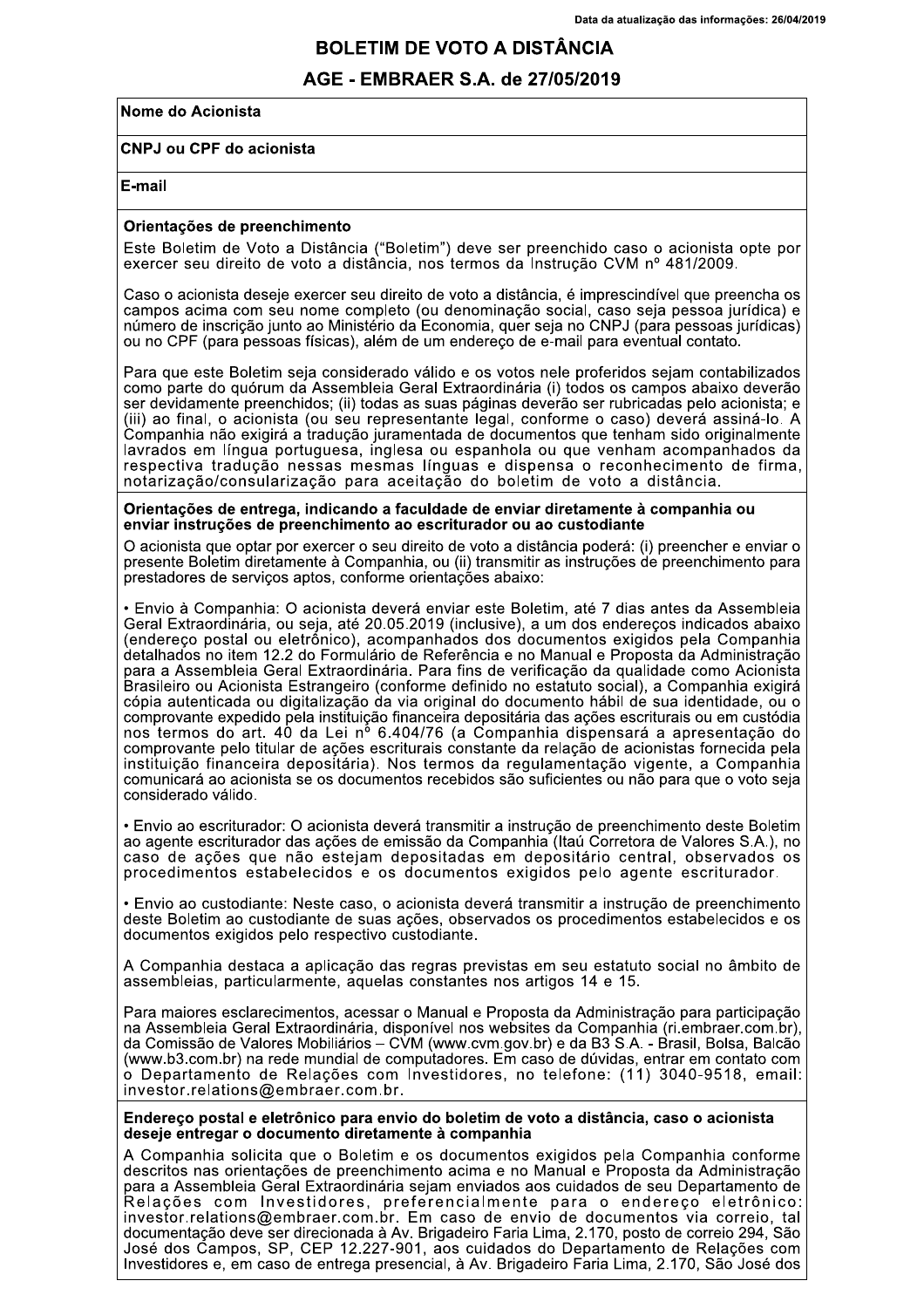Data da atualização das informações: 26/04/2019

# BOLETIM DE VOTO A DISTÂNCIA

## AGE - EMBRAER S.A. de 27/05/2019

**Nome do Acionista**

**CNPJ ou CPF do acionista**

**E-mail**

### Orientações de preenchimento

Este Boletim de Voto a Distância ("Boletim") deve ser preenchido caso o acionista opte por exercer seu direito de voto a distância, nos termos da Instrução CVM nº 481/2009.

Caso o acionista deseje exercer seu direito de voto a distância, é imprescindível que preencha os campos acima com seu nome completo (ou denominação social, caso seja pessoa jurídica) e número de inscrição junto ao Ministério da Economia, quer seja no CNPJ (para pessoas jurídicas) ou no CPF (para pessoas físicas), além de um endereço de e-mail para eventual contato.

Para que este Boletim seja considerado válido e os votos nele proferidos sejam contabilizados como parte do quórum da Assembleia Geral Extraordinária (i) todos os campos abaixo deverão ser devidamente preenchidos; (ii) todas as suas páginas deverão ser rubricadas pelo acionista; e (iii) ao final, o acionista (ou seu representante legal, conforme o caso) deverá assiná-lo. A Companhia não exigirá a tradução juramentada de documentos que tenham sido originalmente lavrados em língua portuguesa, inglesa ou espanhola ou que venham acompanhados da respectiva tradução nessas mesmas línguas e dispensa o reconhecimento de firma, notarização/consularização para aceitação do boletim de voto a distância.

### Orientações de entrega, indicando a faculdade de enviar diretamente à companhia ou enviar instruções de preenchimento ao escriturador ou ao custodiante

O acionista que optar por exercer o seu direito de voto a distância poderá: (i) preencher e enviar o presente Boletim diretamente à Companhia, ou (ii) transmitir as instruções de preenchimento para prestadores de serviços aptos, conforme orientações abaixo:

• Envio à Companhia: O acionista deverá enviar este Boletim, até 7 dias antes da Assembleia Geral Extraordinária, ou seja, até 20.05.2019 (inclusive), a um dos endereços indicados abaixo (endereço postal ou eletrônico), acompanhados dos documentos exigidos pela Companhia detalhados no item 12.2 do Formulário de Referência e no Manual e Proposta da Administração para a Assembleia Geral Extraordinária. Para fins de verificação da qualidade como Acionista Brasileiro ou Acionista Estrangeiro (conforme definido no estatuto social), a Companhia exigirá cópia autenticada ou digitalização da via original do documento hábil de sua identidade, ou o comprovante expedido pela instituição financeira depositária das ações escriturais ou em custódia nos termos do art. 40 da Lei nº 6.404/76 (a Companhia dispensará a apresentação do comprovante pelo titular de ações escriturais constante da relação de acionistas fornecida pela instituição financeira depositária). Nos termos da regulamentação vigente, a Companhia comunicará ao acionista se os documentos recebidos são suficientes ou não para que o voto seja considerado válido.

• Envio ao escriturador: O acionista deverá transmitir a instrução de preenchimento deste Boletim ao agente escriturador das ações de emissão da Companhia (Itaú Corretora de Valores S.A.), no caso de ações que não estejam depositadas em depositário central, observados os procedimentos estabelecidos e os documentos exigidos pelo agente escriturador.

• Envio ao custodiante: Neste caso, o acionista deverá transmitir a instrução de preenchimento deste Boletim ao custodiante de suas ações, observados os procedimentos estabelecidos e os documentos exigidos pelo respectivo custodiante.

A Companhia destaca a aplicação das regras previstas em seu estatuto social no âmbito de assembleias, particularmente, aquelas constantes nos artigos 14 e 15.

Para maiores esclarecimentos, acessar o Manual e Proposta da Administração para participação na Assembleia Geral Extraordinária, disponível nos websites da Companhia (ri.embraer.com.br), da Comissão de Valores Mobiliários – CVM (www.cvm.gov.br) e da B3 S.A. - Brasil, Bolsa, Balcão (www.b3.com.br) na rede mundial de computadores. Em caso de dúvidas, entrar em contato com o Departamento de Relações com Investidores, no telefone: (11) 3040-9518, email: investor.relations@embraer.com.br.

### Endereço postal e eletrônico para envio do boletim de voto a distância, caso o acionista deseje entregar o documento diretamente à companhia

A Companhia solicita que o Boletim e os documentos exigidos pela Companhia conforme descritos nas orientações de preenchimento acima e no Manual e Proposta da Administração para a Assembleia Geral Extraordinária sejam enviados aos cuidados de seu Departamento de Relações com Investidores, preferencialmente para o endereço eletrônico: investor.relations@embraer.com.br. Em caso de envio de documentos via correio, tal documentação deve ser direcionada à Av. Brigadeiro Faria Lima, 2.170, posto de correio 294, São José dos Campos, SP, CEP 12.227-901, aos cuidados do Departamento de Relações com Investidores e, em caso de entrega presencial, à Av. Brigadeiro Faria Lima, 2.170, São José dos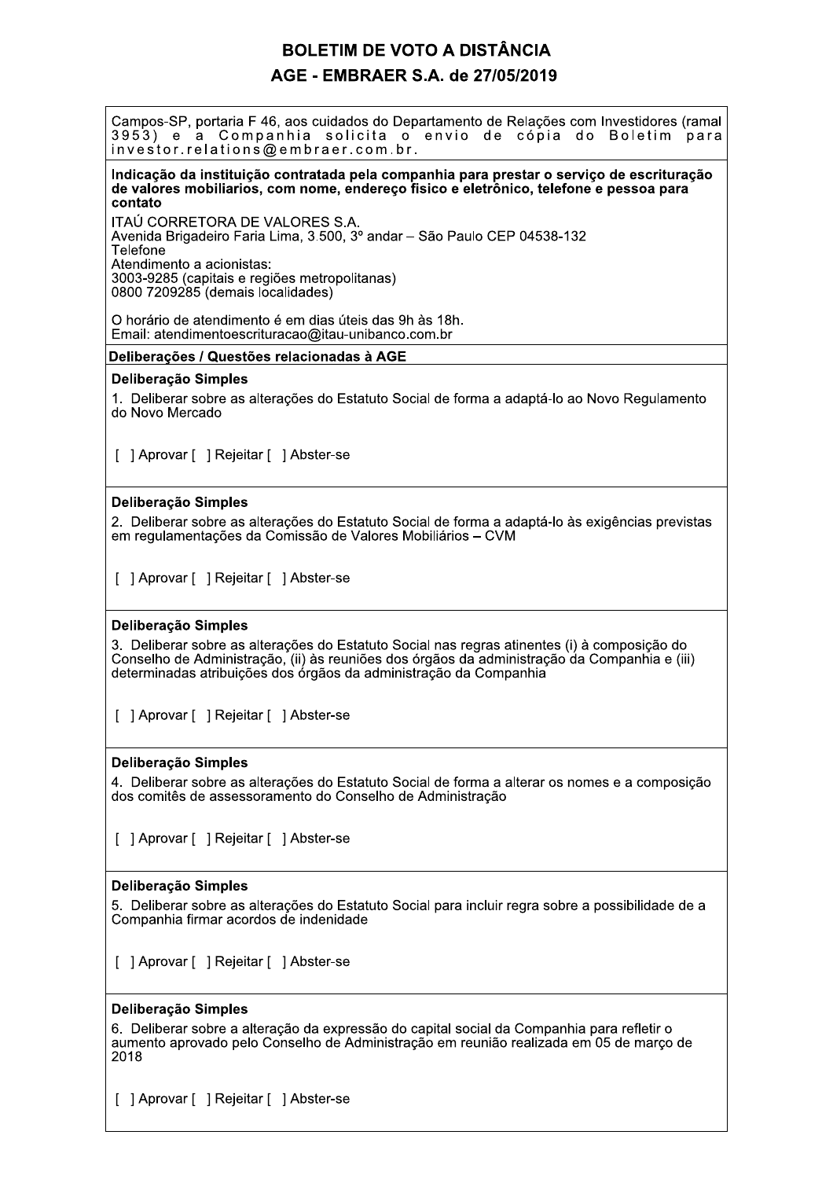Campos-SP, portaria F 46, aos cuidados do Departamento de Relações com Investidores (ramal 3953) e a Companhia solicita o envio de cópia do Boletim para investor.relations@embraer.com.br.

**Indicação da instituição contratada pela companhia para prestar o serviço de escrituração de valores mobiliarios, com nome, endereço fisico e eletrônico, telefone e pessoa para contato**

ITAÚ CORRETORA DE VALORES S.A.
Avenida Brigadeiro Faria Lima, 3.500, 3º andar – São Paulo CEP 04538-132
Telefone
Atendimento a acionistas:
3003-9285 (capitais e regiões metropolitanas)
0800 7209285 (demais localidades)

O horário de atendimento é em dias úteis das 9h às 18h.
Email: atendimentoescrituracao@itau-unibanco.com.br

**Deliberações / Questões relacionadas à AGE**

**Deliberação Simples**

1. Deliberar sobre as alterações do Estatuto Social de forma a adaptá-lo ao Novo Regulamento do Novo Mercado

[ ] Aprovar [ ] Rejeitar [ ] Abster-se

**Deliberação Simples**

2. Deliberar sobre as alterações do Estatuto Social de forma a adaptá-lo às exigências previstas em regulamentações da Comissão de Valores Mobiliários – CVM

[ ] Aprovar [ ] Rejeitar [ ] Abster-se

**Deliberação Simples**

3. Deliberar sobre as alterações do Estatuto Social nas regras atinentes (i) à composição do Conselho de Administração, (ii) às reuniões dos órgãos da administração da Companhia e (iii) determinadas atribuições dos órgãos da administração da Companhia

[ ] Aprovar [ ] Rejeitar [ ] Abster-se

**Deliberação Simples**

4. Deliberar sobre as alterações do Estatuto Social de forma a alterar os nomes e a composição dos comitês de assessoramento do Conselho de Administração

[ ] Aprovar [ ] Rejeitar [ ] Abster-se

**Deliberação Simples**

5. Deliberar sobre as alterações do Estatuto Social para incluir regra sobre a possibilidade de a Companhia firmar acordos de indenidade

[ ] Aprovar [ ] Rejeitar [ ] Abster-se

**Deliberação Simples**

6. Deliberar sobre a alteração da expressão do capital social da Companhia para refletir o aumento aprovado pelo Conselho de Administração em reunião realizada em 05 de março de 2018

[ ] Aprovar [ ] Rejeitar [ ] Abster-se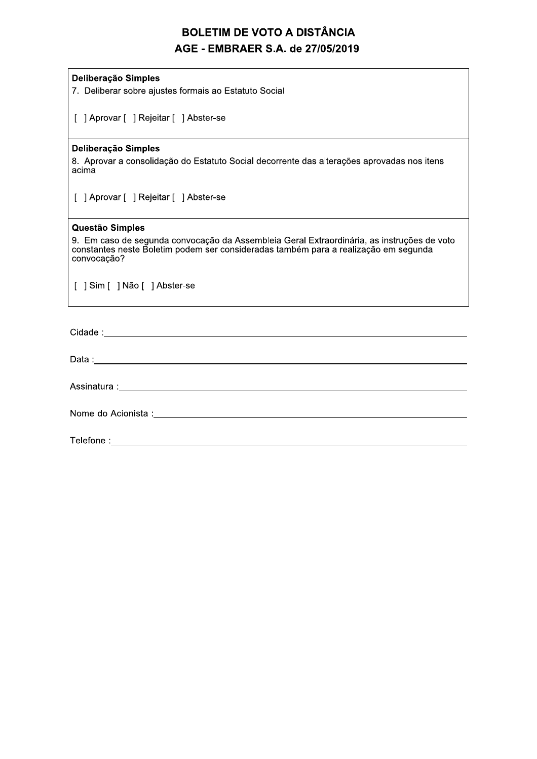# BOLETIM DE VOTO A DISTÂNCIA

## AGE - EMBRAER S.A. de 27/05/2019

**Deliberação Simples**

7. Deliberar sobre ajustes formais ao Estatuto Social

[ ] Aprovar [ ] Rejeitar [ ] Abster-se

**Deliberação Simples**

8. Aprovar a consolidação do Estatuto Social decorrente das alterações aprovadas nos itens acima

[ ] Aprovar [ ] Rejeitar [ ] Abster-se

**Questão Simples**

9. Em caso de segunda convocação da Assembleia Geral Extraordinária, as instruções de voto constantes neste Boletim podem ser consideradas também para a realização em segunda convocação?

[ ] Sim [ ] Não [ ] Abster-se

Cidade :________________________________________________

Data :________________________________________________

Assinatura :________________________________________________

Nome do Acionista :________________________________________________

Telefone :________________________________________________